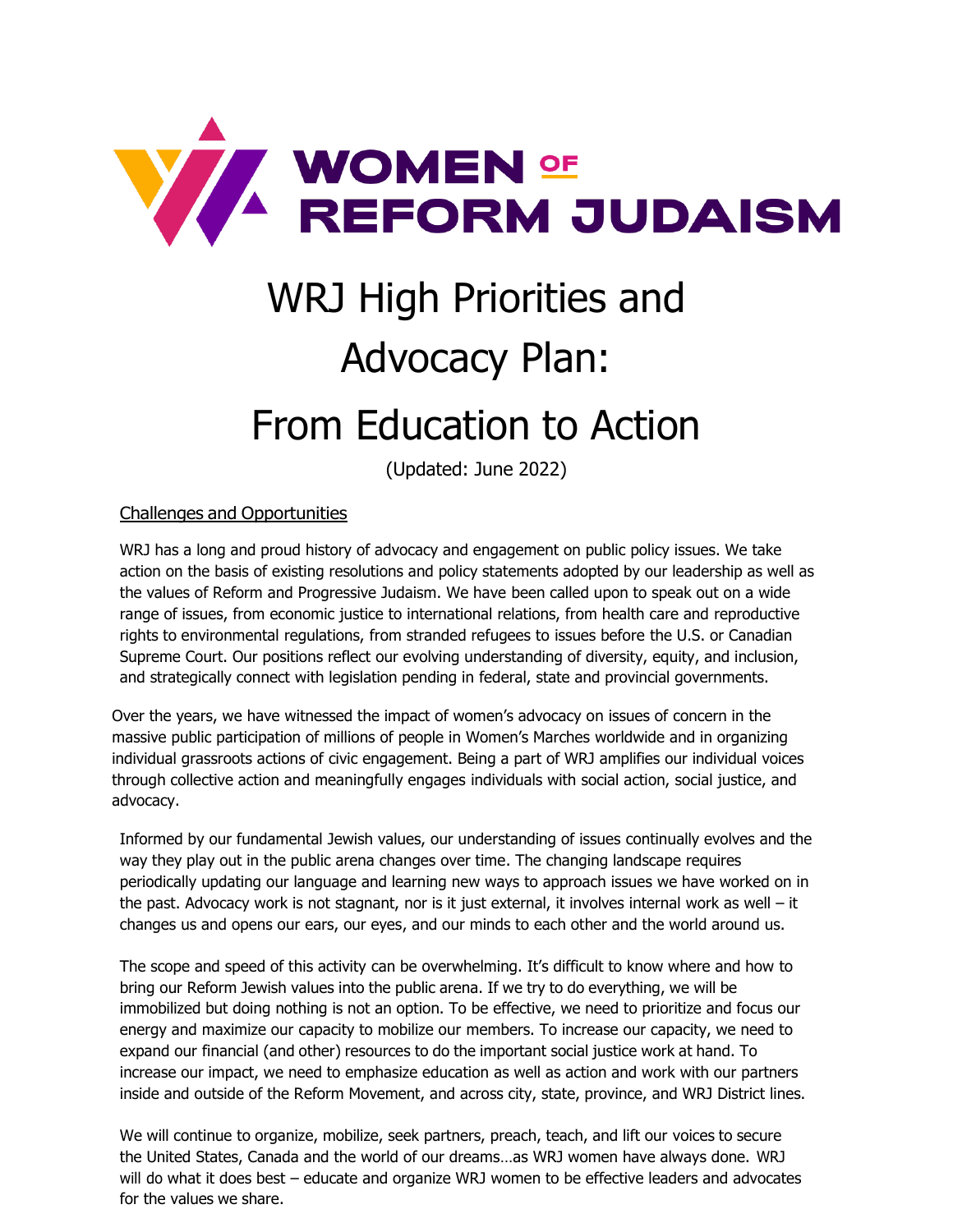WOMEN OF REFORM JUDAISM

# WRJ High Priorities and Advocacy Plan: From Education to Action

(Updated: June 2022)

## Challenges and Opportunities

WRJ has a long and proud history of advocacy and engagement on public policy issues. We take action on the basis of existing resolutions and policy statements adopted by our leadership as well as the values of Reform and Progressive Judaism. We have been called upon to speak out on a wide range of issues, from economic justice to international relations, from health care and reproductive rights to environmental regulations, from stranded refugees to issues before the U.S. or Canadian Supreme Court. Our positions reflect our evolving understanding of diversity, equity, and inclusion, and strategically connect with legislation pending in federal, state and provincial governments.

Over the years, we have witnessed the impact of women's advocacy on issues of concern in the massive public participation of millions of people in Women's Marches worldwide and in organizing individual grassroots actions of civic engagement. Being a part of WRJ amplifies our individual voices through collective action and meaningfully engages individuals with social action, social justice, and advocacy.

Informed by our fundamental Jewish values, our understanding of issues continually evolves and the way they play out in the public arena changes over time. The changing landscape requires periodically updating our language and learning new ways to approach issues we have worked on in the past. Advocacy work is not stagnant, nor is it just external, it involves internal work as well – it changes us and opens our ears, our eyes, and our minds to each other and the world around us.

The scope and speed of this activity can be overwhelming. It's difficult to know where and how to bring our Reform Jewish values into the public arena. If we try to do everything, we will be immobilized but doing nothing is not an option. To be effective, we need to prioritize and focus our energy and maximize our capacity to mobilize our members. To increase our capacity, we need to expand our financial (and other) resources to do the important social justice work at hand. To increase our impact, we need to emphasize education as well as action and work with our partners inside and outside of the Reform Movement, and across city, state, province, and WRJ District lines.

We will continue to organize, mobilize, seek partners, preach, teach, and lift our voices to secure the United States, Canada and the world of our dreams…as WRJ women have always done. WRJ will do what it does best – educate and organize WRJ women to be effective leaders and advocates for the values we share.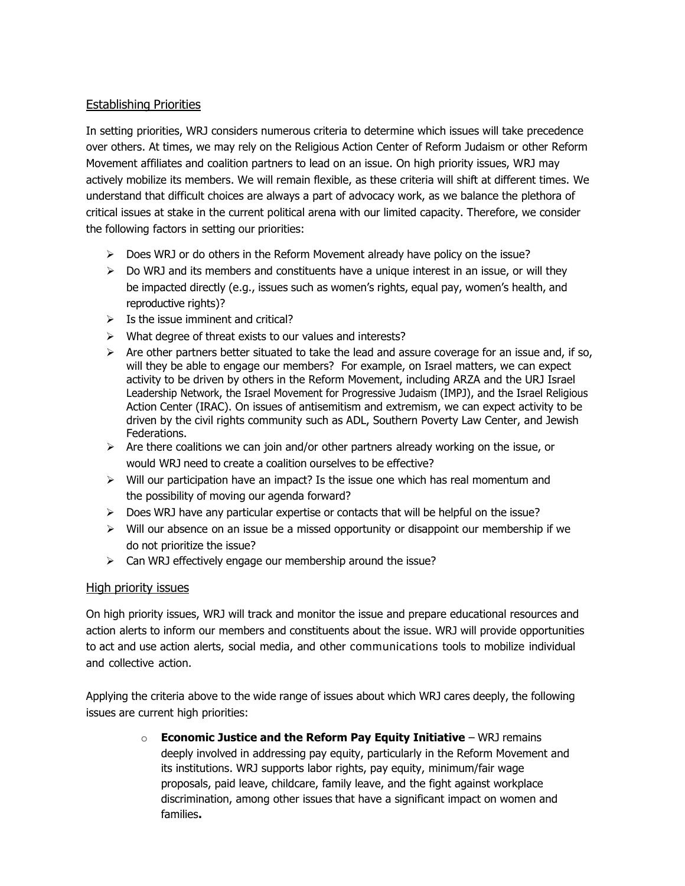## Establishing Priorities

In setting priorities, WRJ considers numerous criteria to determine which issues will take precedence over others. At times, we may rely on the Religious Action Center of Reform Judaism or other Reform Movement affiliates and coalition partners to lead on an issue. On high priority issues, WRJ may actively mobilize its members. We will remain flexible, as these criteria will shift at different times. We understand that difficult choices are always a part of advocacy work, as we balance the plethora of critical issues at stake in the current political arena with our limited capacity. Therefore, we consider the following factors in setting our priorities:

- Does WRJ or do others in the Reform Movement already have policy on the issue?
- Do WRJ and its members and constituents have a unique interest in an issue, or will they be impacted directly (e.g., issues such as women's rights, equal pay, women's health, and reproductive rights)?
- Is the issue imminent and critical?
- What degree of threat exists to our values and interests?
- Are other partners better situated to take the lead and assure coverage for an issue and, if so, will they be able to engage our members? For example, on Israel matters, we can expect activity to be driven by others in the Reform Movement, including ARZA and the URJ Israel Leadership Network, the Israel Movement for Progressive Judaism (IMPJ), and the Israel Religious Action Center (IRAC). On issues of antisemitism and extremism, we can expect activity to be driven by the civil rights community such as ADL, Southern Poverty Law Center, and Jewish Federations.
- Are there coalitions we can join and/or other partners already working on the issue, or would WRJ need to create a coalition ourselves to be effective?
- Will our participation have an impact? Is the issue one which has real momentum and the possibility of moving our agenda forward?
- Does WRJ have any particular expertise or contacts that will be helpful on the issue?
- Will our absence on an issue be a missed opportunity or disappoint our membership if we do not prioritize the issue?
- Can WRJ effectively engage our membership around the issue?

## High priority issues

On high priority issues, WRJ will track and monitor the issue and prepare educational resources and action alerts to inform our members and constituents about the issue. WRJ will provide opportunities to act and use action alerts, social media, and other communications tools to mobilize individual and collective action.

Applying the criteria above to the wide range of issues about which WRJ cares deeply, the following issues are current high priorities:

- **Economic Justice and the Reform Pay Equity Initiative** – WRJ remains deeply involved in addressing pay equity, particularly in the Reform Movement and its institutions. WRJ supports labor rights, pay equity, minimum/fair wage proposals, paid leave, childcare, family leave, and the fight against workplace discrimination, among other issues that have a significant impact on women and families**.**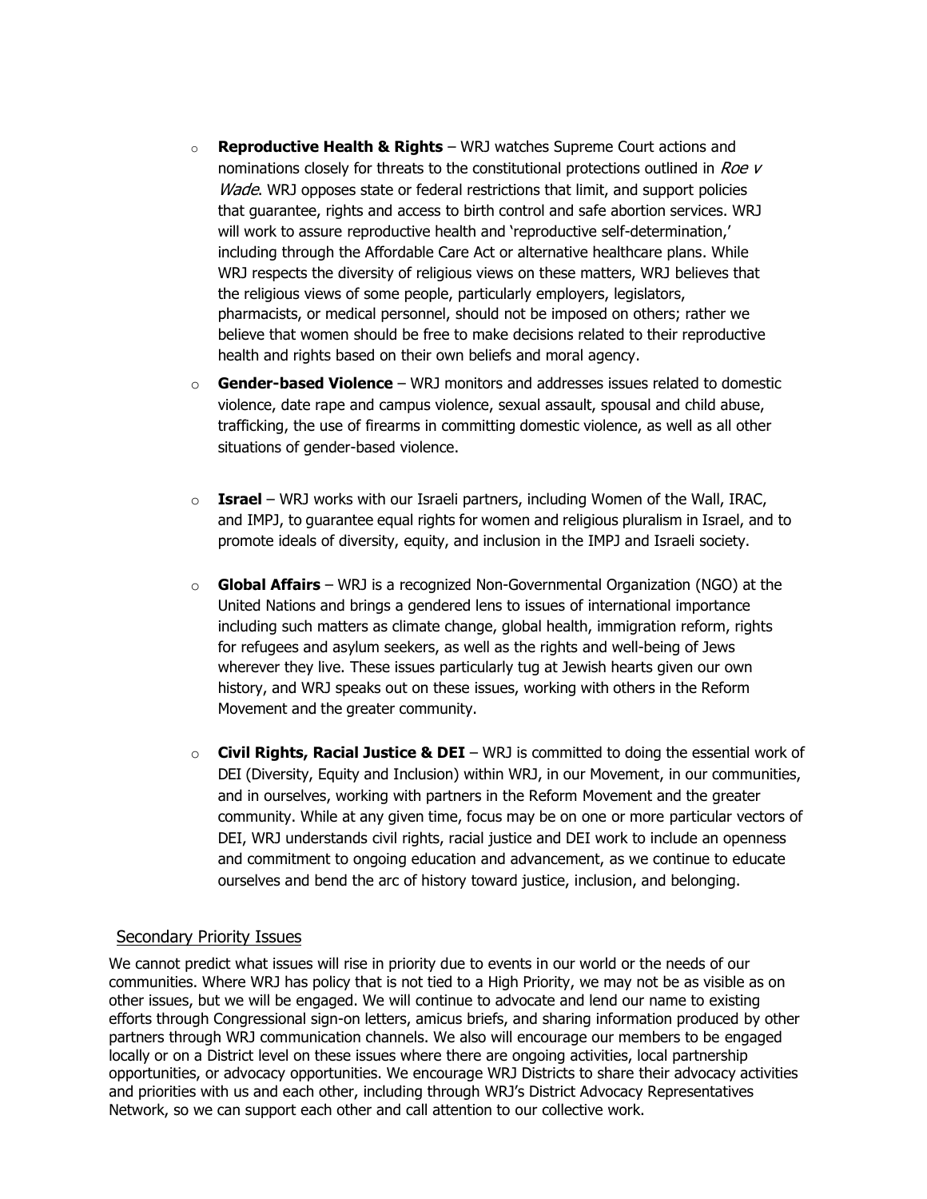- **Reproductive Health & Rights** – WRJ watches Supreme Court actions and nominations closely for threats to the constitutional protections outlined in *Roe v Wade*. WRJ opposes state or federal restrictions that limit, and support policies that guarantee, rights and access to birth control and safe abortion services. WRJ will work to assure reproductive health and 'reproductive self-determination,' including through the Affordable Care Act or alternative healthcare plans. While WRJ respects the diversity of religious views on these matters, WRJ believes that the religious views of some people, particularly employers, legislators, pharmacists, or medical personnel, should not be imposed on others; rather we believe that women should be free to make decisions related to their reproductive health and rights based on their own beliefs and moral agency.

- **Gender-based Violence** – WRJ monitors and addresses issues related to domestic violence, date rape and campus violence, sexual assault, spousal and child abuse, trafficking, the use of firearms in committing domestic violence, as well as all other situations of gender-based violence.

- **Israel** – WRJ works with our Israeli partners, including Women of the Wall, IRAC, and IMPJ, to guarantee equal rights for women and religious pluralism in Israel, and to promote ideals of diversity, equity, and inclusion in the IMPJ and Israeli society.

- **Global Affairs** – WRJ is a recognized Non-Governmental Organization (NGO) at the United Nations and brings a gendered lens to issues of international importance including such matters as climate change, global health, immigration reform, rights for refugees and asylum seekers, as well as the rights and well-being of Jews wherever they live. These issues particularly tug at Jewish hearts given our own history, and WRJ speaks out on these issues, working with others in the Reform Movement and the greater community.

- **Civil Rights, Racial Justice & DEI** – WRJ is committed to doing the essential work of DEI (Diversity, Equity and Inclusion) within WRJ, in our Movement, in our communities, and in ourselves, working with partners in the Reform Movement and the greater community. While at any given time, focus may be on one or more particular vectors of DEI, WRJ understands civil rights, racial justice and DEI work to include an openness and commitment to ongoing education and advancement, as we continue to educate ourselves and bend the arc of history toward justice, inclusion, and belonging.

## Secondary Priority Issues

We cannot predict what issues will rise in priority due to events in our world or the needs of our communities. Where WRJ has policy that is not tied to a High Priority, we may not be as visible as on other issues, but we will be engaged. We will continue to advocate and lend our name to existing efforts through Congressional sign-on letters, amicus briefs, and sharing information produced by other partners through WRJ communication channels. We also will encourage our members to be engaged locally or on a District level on these issues where there are ongoing activities, local partnership opportunities, or advocacy opportunities. We encourage WRJ Districts to share their advocacy activities and priorities with us and each other, including through WRJ's District Advocacy Representatives Network, so we can support each other and call attention to our collective work.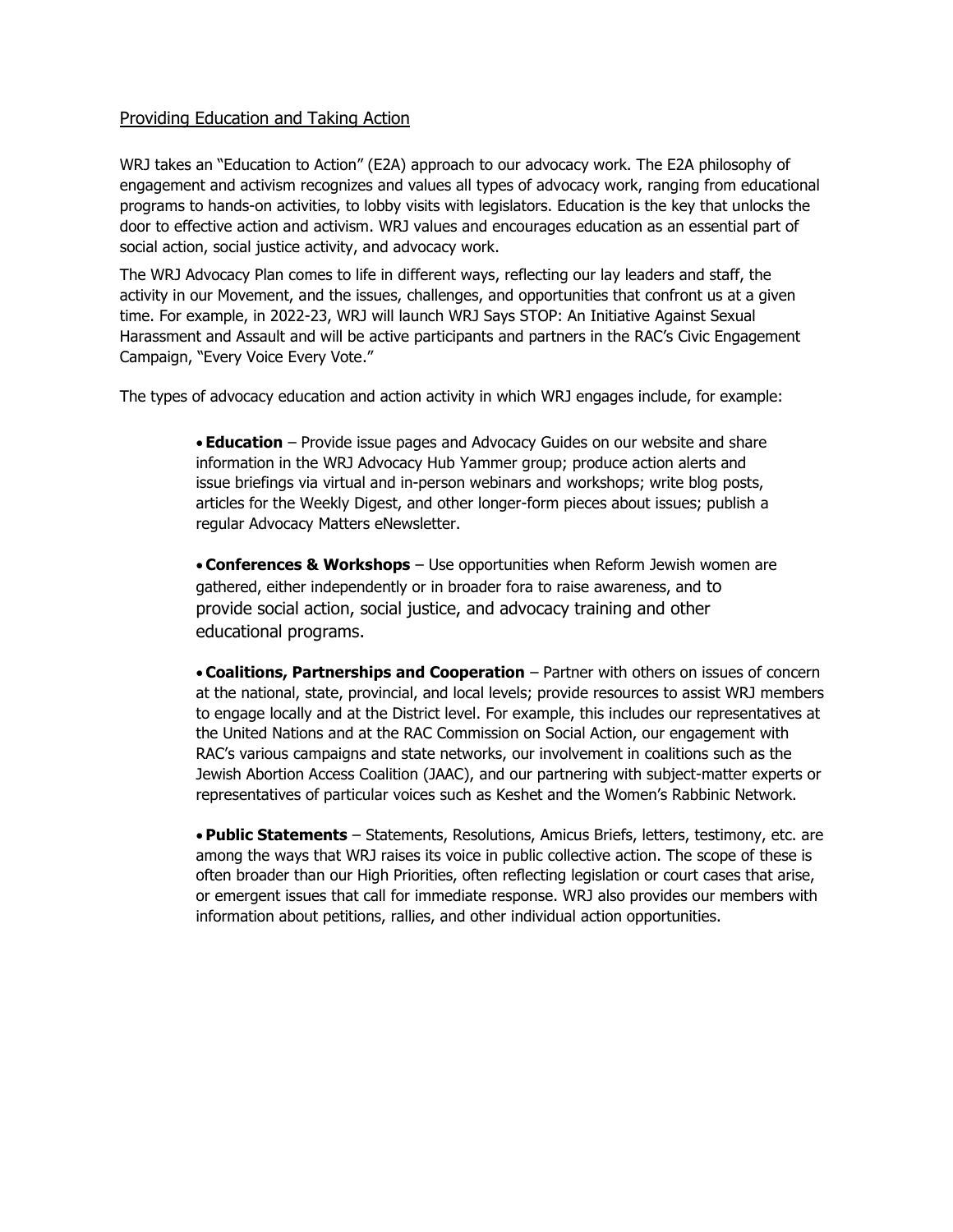## Providing Education and Taking Action

WRJ takes an "Education to Action" (E2A) approach to our advocacy work. The E2A philosophy of engagement and activism recognizes and values all types of advocacy work, ranging from educational programs to hands-on activities, to lobby visits with legislators. Education is the key that unlocks the door to effective action and activism. WRJ values and encourages education as an essential part of social action, social justice activity, and advocacy work.

The WRJ Advocacy Plan comes to life in different ways, reflecting our lay leaders and staff, the activity in our Movement, and the issues, challenges, and opportunities that confront us at a given time. For example, in 2022-23, WRJ will launch WRJ Says STOP: An Initiative Against Sexual Harassment and Assault and will be active participants and partners in the RAC's Civic Engagement Campaign, "Every Voice Every Vote."

The types of advocacy education and action activity in which WRJ engages include, for example:

- **Education** – Provide issue pages and Advocacy Guides on our website and share information in the WRJ Advocacy Hub Yammer group; produce action alerts and issue briefings via virtual and in-person webinars and workshops; write blog posts, articles for the Weekly Digest, and other longer-form pieces about issues; publish a regular Advocacy Matters eNewsletter.

- **Conferences & Workshops** – Use opportunities when Reform Jewish women are gathered, either independently or in broader fora to raise awareness, and to provide social action, social justice, and advocacy training and other educational programs.

- **Coalitions, Partnerships and Cooperation** – Partner with others on issues of concern at the national, state, provincial, and local levels; provide resources to assist WRJ members to engage locally and at the District level. For example, this includes our representatives at the United Nations and at the RAC Commission on Social Action, our engagement with RAC's various campaigns and state networks, our involvement in coalitions such as the Jewish Abortion Access Coalition (JAAC), and our partnering with subject-matter experts or representatives of particular voices such as Keshet and the Women's Rabbinic Network.

- **Public Statements** – Statements, Resolutions, Amicus Briefs, letters, testimony, etc. are among the ways that WRJ raises its voice in public collective action. The scope of these is often broader than our High Priorities, often reflecting legislation or court cases that arise, or emergent issues that call for immediate response. WRJ also provides our members with information about petitions, rallies, and other individual action opportunities.